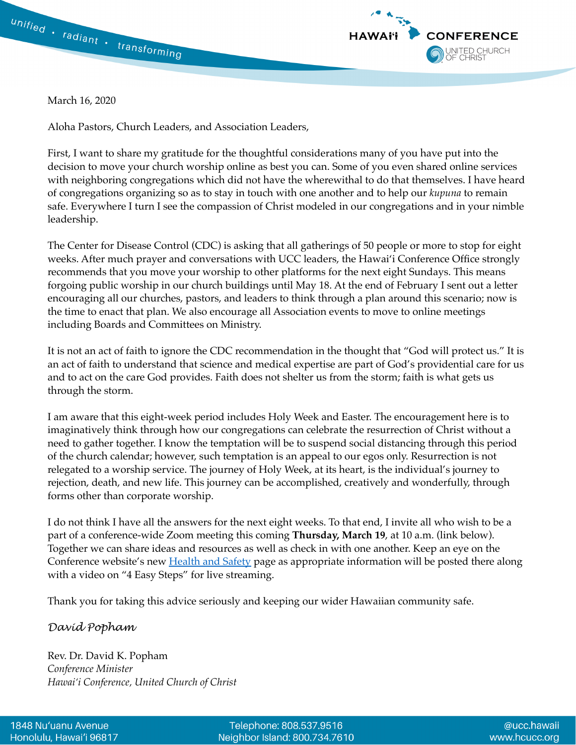unified • radiant • transforming

HAWAIʻI CONFERENCE
UNITED CHURCH OF CHRIST

March 16, 2020

Aloha Pastors, Church Leaders, and Association Leaders,

First, I want to share my gratitude for the thoughtful considerations many of you have put into the decision to move your church worship online as best you can. Some of you even shared online services with neighboring congregations which did not have the wherewithal to do that themselves. I have heard of congregations organizing so as to stay in touch with one another and to help our *kupuna* to remain safe. Everywhere I turn I see the compassion of Christ modeled in our congregations and in your nimble leadership.

The Center for Disease Control (CDC) is asking that all gatherings of 50 people or more to stop for eight weeks. After much prayer and conversations with UCC leaders, the Hawaiʻi Conference Office strongly recommends that you move your worship to other platforms for the next eight Sundays. This means forgoing public worship in our church buildings until May 18. At the end of February I sent out a letter encouraging all our churches, pastors, and leaders to think through a plan around this scenario; now is the time to enact that plan. We also encourage all Association events to move to online meetings including Boards and Committees on Ministry.

It is not an act of faith to ignore the CDC recommendation in the thought that "God will protect us." It is an act of faith to understand that science and medical expertise are part of God's providential care for us and to act on the care God provides. Faith does not shelter us from the storm; faith is what gets us through the storm.

I am aware that this eight-week period includes Holy Week and Easter. The encouragement here is to imaginatively think through how our congregations can celebrate the resurrection of Christ without a need to gather together. I know the temptation will be to suspend social distancing through this period of the church calendar; however, such temptation is an appeal to our egos only. Resurrection is not relegated to a worship service. The journey of Holy Week, at its heart, is the individual's journey to rejection, death, and new life. This journey can be accomplished, creatively and wonderfully, through forms other than corporate worship.

I do not think I have all the answers for the next eight weeks. To that end, I invite all who wish to be a part of a conference-wide Zoom meeting this coming **Thursday, March 19**, at 10 a.m. (link below). Together we can share ideas and resources as well as check in with one another. Keep an eye on the Conference website's new Health and Safety page as appropriate information will be posted there along with a video on "4 Easy Steps" for live streaming.

Thank you for taking this advice seriously and keeping our wider Hawaiian community safe.

*David Popham*

Rev. Dr. David K. Popham
*Conference Minister*
*Hawaiʻi Conference, United Church of Christ*

1848 Nuʻuanu Avenue
Honolulu, Hawaiʻi 96817

Telephone: 808.537.9516
Neighbor Island: 800.734.7610

@ucc.hawaii
www.hcucc.org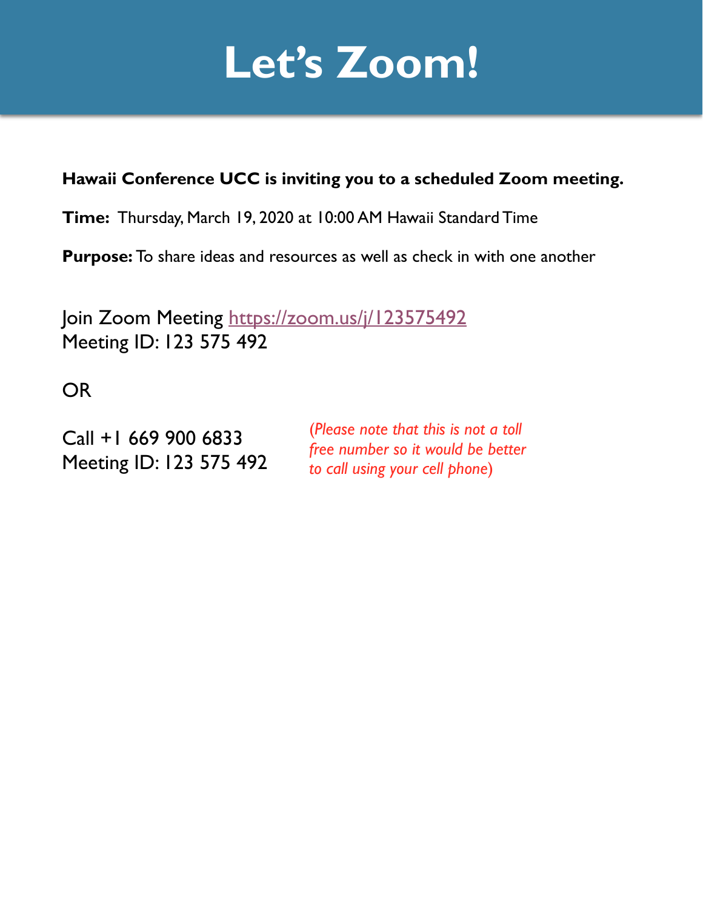# Let's Zoom!

**Hawaii Conference UCC is inviting you to a scheduled Zoom meeting.**

**Time:** Thursday, March 19, 2020 at 10:00 AM Hawaii Standard Time

**Purpose:** To share ideas and resources as well as check in with one another

Join Zoom Meeting https://zoom.us/j/123575492
Meeting ID: 123 575 492

OR

Call +1 669 900 6833
Meeting ID: 123 575 492

*(Please note that this is not a toll free number so it would be better to call using your cell phone)*